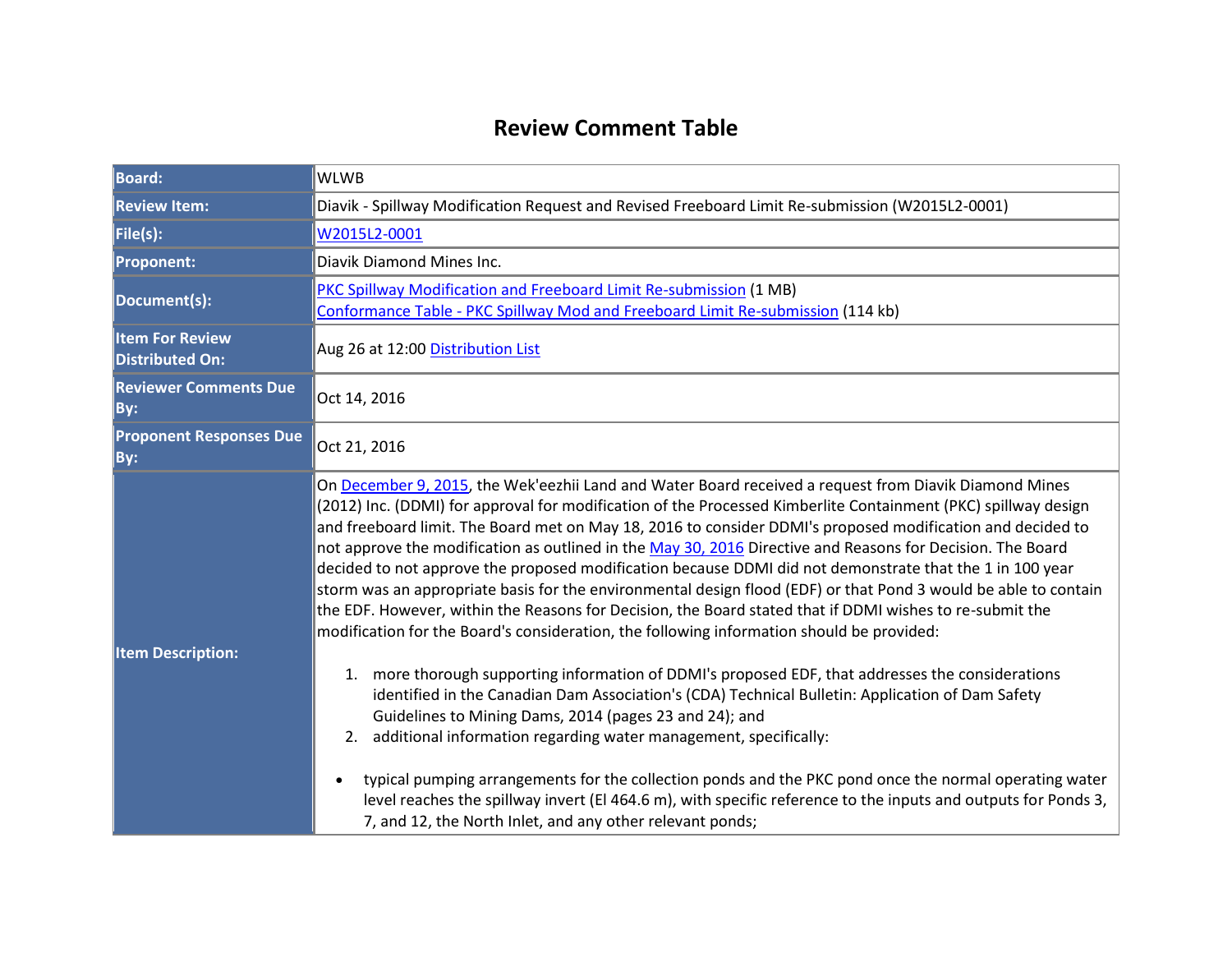# Review Comment Table

| | |
|---|---|
| **Board:** | WLWB |
| **Review Item:** | Diavik - Spillway Modification Request and Revised Freeboard Limit Re-submission (W2015L2-0001) |
| **File(s):** | W2015L2-0001 |
| **Proponent:** | Diavik Diamond Mines Inc. |
| **Document(s):** | PKC Spillway Modification and Freeboard Limit Re-submission (1 MB)<br>Conformance Table - PKC Spillway Mod and Freeboard Limit Re-submission (114 kb) |
| **Item For Review Distributed On:** | Aug 26 at 12:00 Distribution List |
| **Reviewer Comments Due By:** | Oct 14, 2016 |
| **Proponent Responses Due By:** | Oct 21, 2016 |
| **Item Description:** | On December 9, 2015, the Wek'eezhii Land and Water Board received a request from Diavik Diamond Mines (2012) Inc. (DDMI) for approval for modification of the Processed Kimberlite Containment (PKC) spillway design and freeboard limit. The Board met on May 18, 2016 to consider DDMI's proposed modification and decided to not approve the modification as outlined in the May 30, 2016 Directive and Reasons for Decision. The Board decided to not approve the proposed modification because DDMI did not demonstrate that the 1 in 100 year storm was an appropriate basis for the environmental design flood (EDF) or that Pond 3 would be able to contain the EDF. However, within the Reasons for Decision, the Board stated that if DDMI wishes to re-submit the modification for the Board's consideration, the following information should be provided:<br><br>1. more thorough supporting information of DDMI's proposed EDF, that addresses the considerations identified in the Canadian Dam Association's (CDA) Technical Bulletin: Application of Dam Safety Guidelines to Mining Dams, 2014 (pages 23 and 24); and<br>2. additional information regarding water management, specifically:<br><br>• typical pumping arrangements for the collection ponds and the PKC pond once the normal operating water level reaches the spillway invert (El 464.6 m), with specific reference to the inputs and outputs for Ponds 3, 7, and 12, the North Inlet, and any other relevant ponds; |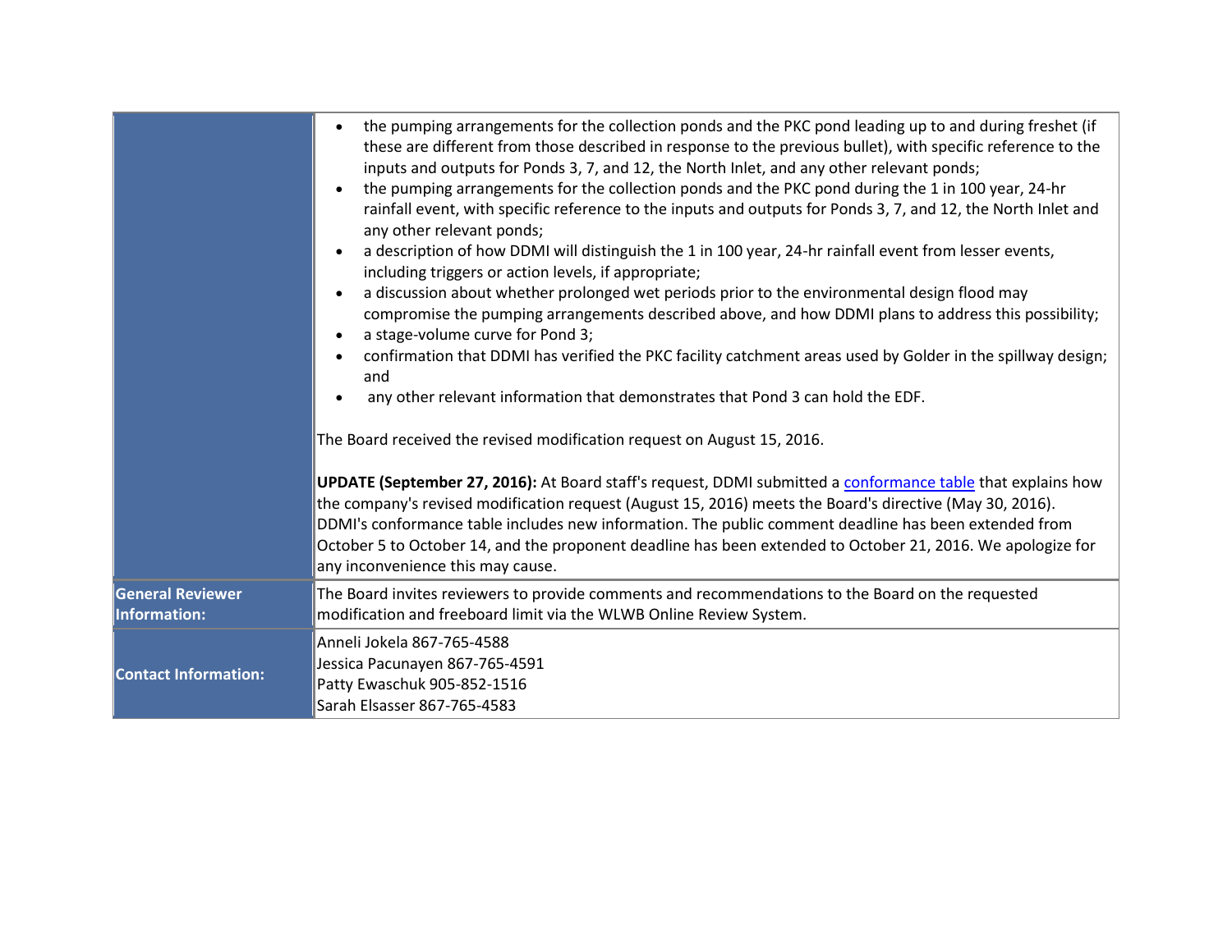| | |
|---|---|
| | <ul><li>the pumping arrangements for the collection ponds and the PKC pond leading up to and during freshet (if these are different from those described in response to the previous bullet), with specific reference to the inputs and outputs for Ponds 3, 7, and 12, the North Inlet, and any other relevant ponds;</li><li>the pumping arrangements for the collection ponds and the PKC pond during the 1 in 100 year, 24-hr rainfall event, with specific reference to the inputs and outputs for Ponds 3, 7, and 12, the North Inlet and any other relevant ponds;</li><li>a description of how DDMI will distinguish the 1 in 100 year, 24-hr rainfall event from lesser events, including triggers or action levels, if appropriate;</li><li>a discussion about whether prolonged wet periods prior to the environmental design flood may compromise the pumping arrangements described above, and how DDMI plans to address this possibility;</li><li>a stage-volume curve for Pond 3;</li><li>confirmation that DDMI has verified the PKC facility catchment areas used by Golder in the spillway design; and</li><li>any other relevant information that demonstrates that Pond 3 can hold the EDF.</li></ul>The Board received the revised modification request on August 15, 2016.<br><br>**UPDATE (September 27, 2016):** At Board staff's request, DDMI submitted a conformance table that explains how the company's revised modification request (August 15, 2016) meets the Board's directive (May 30, 2016). DDMI's conformance table includes new information. The public comment deadline has been extended from October 5 to October 14, and the proponent deadline has been extended to October 21, 2016. We apologize for any inconvenience this may cause. |
| **General Reviewer Information:** | The Board invites reviewers to provide comments and recommendations to the Board on the requested modification and freeboard limit via the WLWB Online Review System. |
| **Contact Information:** | Anneli Jokela 867-765-4588<br>Jessica Pacunayen 867-765-4591<br>Patty Ewaschuk 905-852-1516<br>Sarah Elsasser 867-765-4583 |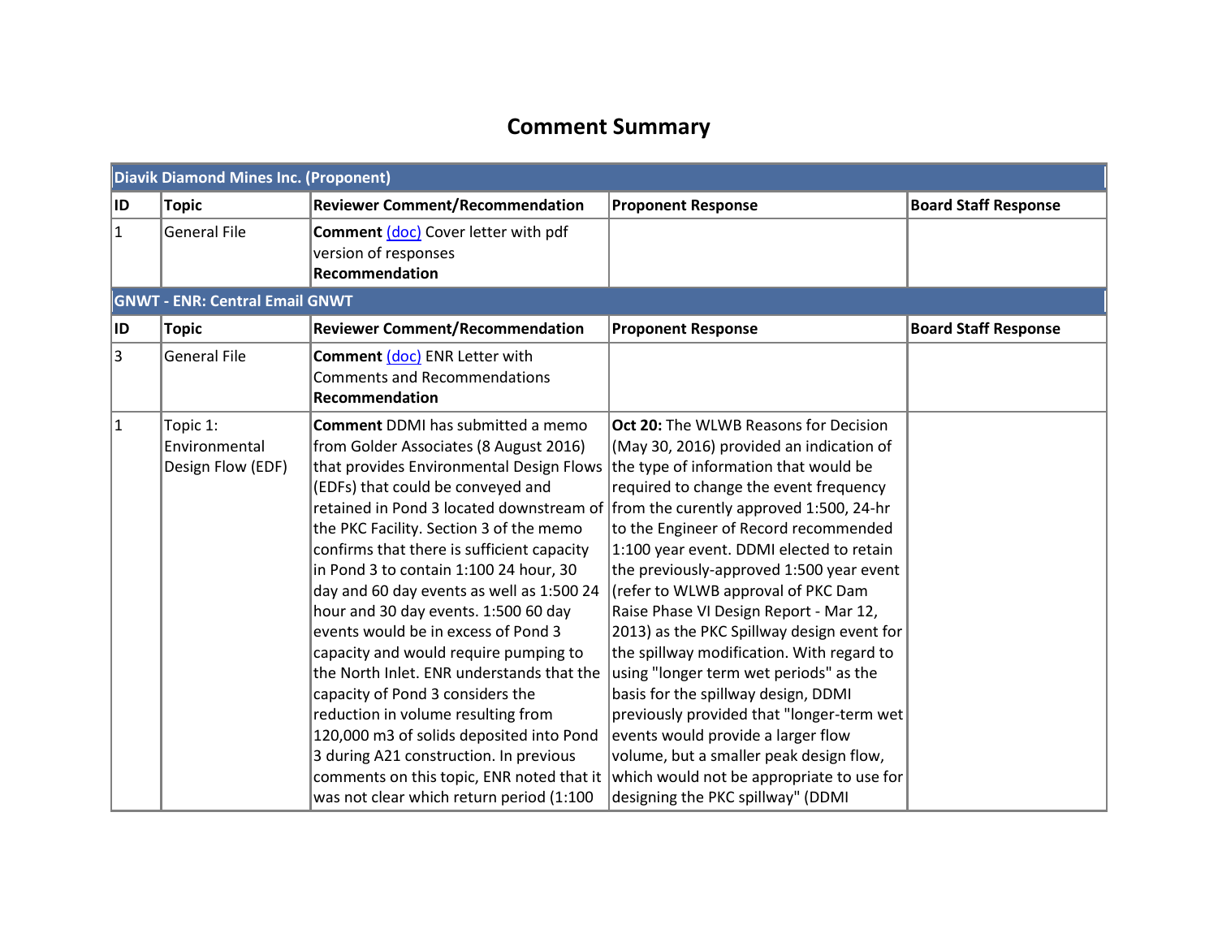# Comment Summary

| Diavik Diamond Mines Inc. (Proponent) | | | | |
|---|---|---|---|---|
| **ID** | **Topic** | **Reviewer Comment/Recommendation** | **Proponent Response** | **Board Staff Response** |
| 1 | General File | **Comment** (doc) Cover letter with pdf version of responses<br>**Recommendation** | | |
| **GNWT - ENR: Central Email GNWT** | | | | |
| **ID** | **Topic** | **Reviewer Comment/Recommendation** | **Proponent Response** | **Board Staff Response** |
| 3 | General File | **Comment** (doc) ENR Letter with Comments and Recommendations<br>**Recommendation** | | |
| 1 | Topic 1: Environmental Design Flow (EDF) | **Comment** DDMI has submitted a memo from Golder Associates (8 August 2016) that provides Environmental Design Flows (EDFs) that could be conveyed and retained in Pond 3 located downstream of the PKC Facility. Section 3 of the memo confirms that there is sufficient capacity in Pond 3 to contain 1:100 24 hour, 30 day and 60 day events as well as 1:500 24 hour and 30 day events. 1:500 60 day events would be in excess of Pond 3 capacity and would require pumping to the North Inlet. ENR understands that the capacity of Pond 3 considers the reduction in volume resulting from 120,000 m3 of solids deposited into Pond 3 during A21 construction. In previous comments on this topic, ENR noted that it was not clear which return period (1:100 | **Oct 20:** The WLWB Reasons for Decision (May 30, 2016) provided an indication of the type of information that would be required to change the event frequency from the curently approved 1:500, 24-hr to the Engineer of Record recommended 1:100 year event. DDMI elected to retain the previously-approved 1:500 year event (refer to WLWB approval of PKC Dam Raise Phase VI Design Report - Mar 12, 2013) as the PKC Spillway design event for the spillway modification. With regard to using "longer term wet periods" as the basis for the spillway design, DDMI previously provided that "longer-term wet events would provide a larger flow volume, but a smaller peak design flow, which would not be appropriate to use for designing the PKC spillway" (DDMI | |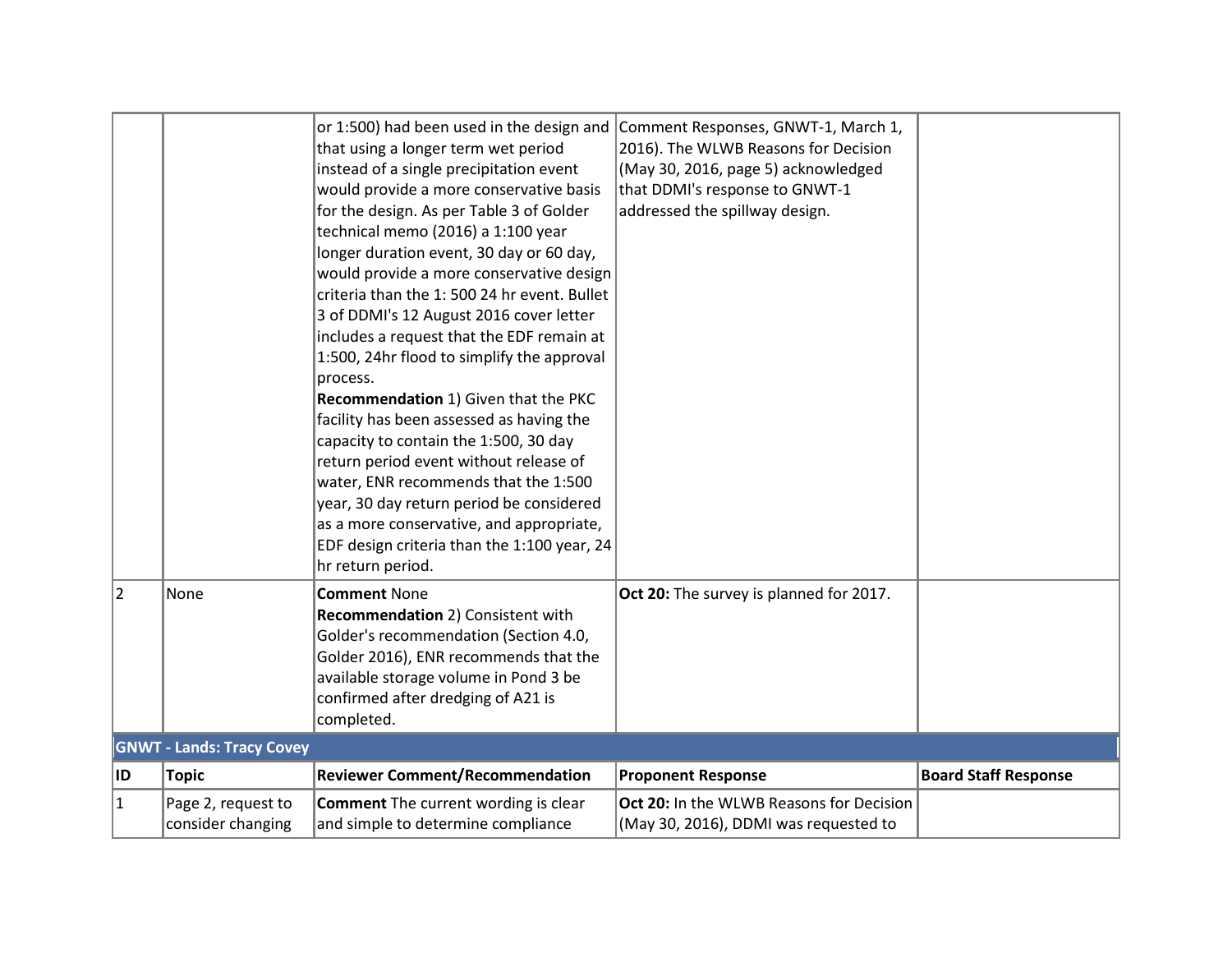| | | | | |
|---|---|---|---|---|
| | | or 1:500) had been used in the design and that using a longer term wet period instead of a single precipitation event would provide a more conservative basis for the design. As per Table 3 of Golder technical memo (2016) a 1:100 year longer duration event, 30 day or 60 day, would provide a more conservative design criteria than the 1: 500 24 hr event. Bullet 3 of DDMI's 12 August 2016 cover letter includes a request that the EDF remain at 1:500, 24hr flood to simplify the approval process.<br>**Recommendation** 1) Given that the PKC facility has been assessed as having the capacity to contain the 1:500, 30 day return period event without release of water, ENR recommends that the 1:500 year, 30 day return period be considered as a more conservative, and appropriate, EDF design criteria than the 1:100 year, 24 hr return period. | Comment Responses, GNWT-1, March 1, 2016). The WLWB Reasons for Decision (May 30, 2016, page 5) acknowledged that DDMI's response to GNWT-1 addressed the spillway design. | |
| 2 | None | **Comment** None<br>**Recommendation** 2) Consistent with Golder's recommendation (Section 4.0, Golder 2016), ENR recommends that the available storage volume in Pond 3 be confirmed after dredging of A21 is completed. | **Oct 20:** The survey is planned for 2017. | |
| **GNWT - Lands: Tracy Covey** | | | | |
| **ID** | **Topic** | **Reviewer Comment/Recommendation** | **Proponent Response** | **Board Staff Response** |
| 1 | Page 2, request to consider changing | **Comment** The current wording is clear and simple to determine compliance | **Oct 20:** In the WLWB Reasons for Decision (May 30, 2016), DDMI was requested to | |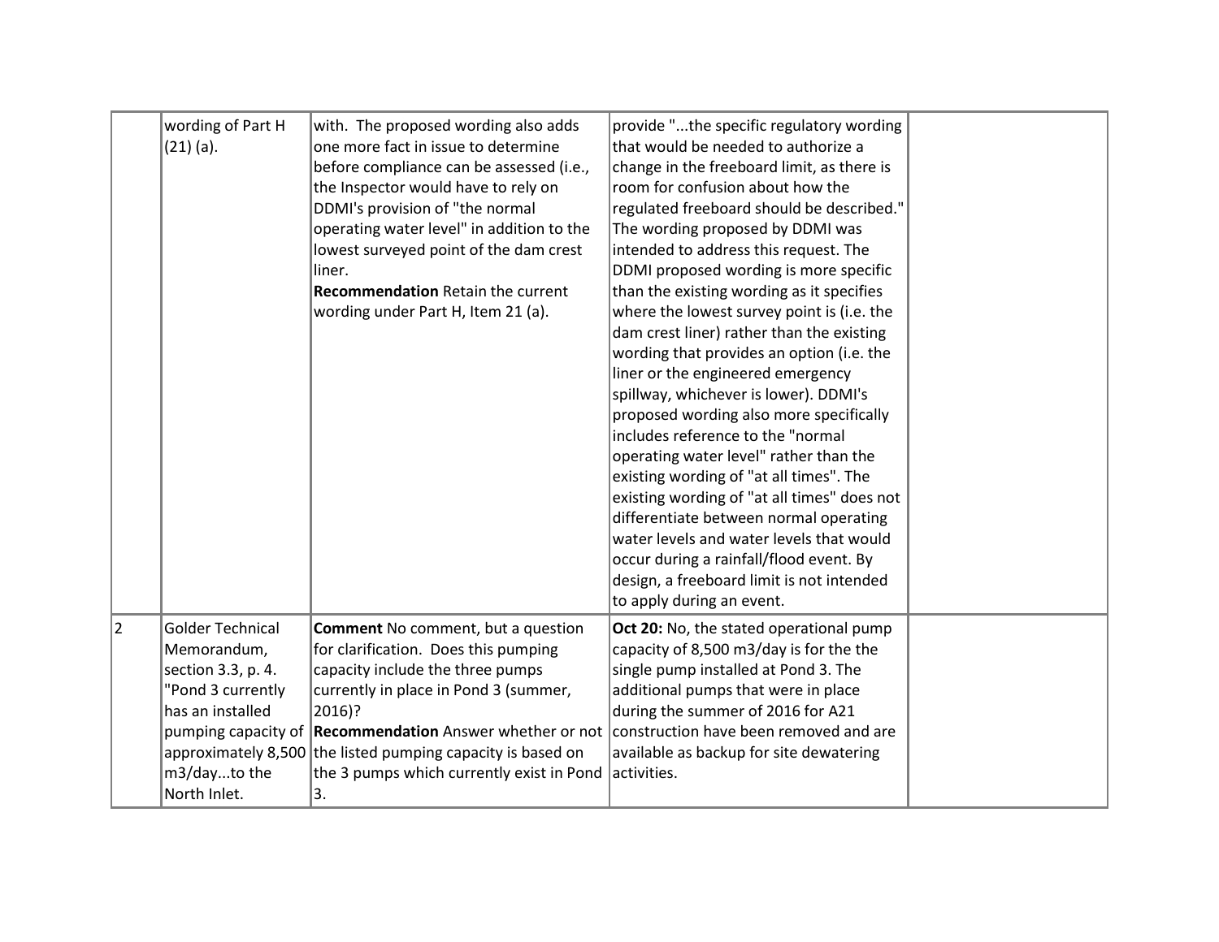| | | | | |
|---|---|---|---|---|
| | wording of Part H (21) (a). | with. The proposed wording also adds one more fact in issue to determine before compliance can be assessed (i.e., the Inspector would have to rely on DDMI's provision of "the normal operating water level" in addition to the lowest surveyed point of the dam crest liner.<br>**Recommendation** Retain the current wording under Part H, Item 21 (a). | provide "...the specific regulatory wording that would be needed to authorize a change in the freeboard limit, as there is room for confusion about how the regulated freeboard should be described." The wording proposed by DDMI was intended to address this request. The DDMI proposed wording is more specific than the existing wording as it specifies where the lowest survey point is (i.e. the dam crest liner) rather than the existing wording that provides an option (i.e. the liner or the engineered emergency spillway, whichever is lower). DDMI's proposed wording also more specifically includes reference to the "normal operating water level" rather than the existing wording of "at all times". The existing wording of "at all times" does not differentiate between normal operating water levels and water levels that would occur during a rainfall/flood event. By design, a freeboard limit is not intended to apply during an event. | |
| 2 | Golder Technical Memorandum, section 3.3, p. 4. "Pond 3 currently has an installed pumping capacity of approximately 8,500 m3/day...to the North Inlet. | **Comment** No comment, but a question for clarification. Does this pumping capacity include the three pumps currently in place in Pond 3 (summer, 2016)?<br>**Recommendation** Answer whether or not the listed pumping capacity is based on the 3 pumps which currently exist in Pond 3. | **Oct 20:** No, the stated operational pump capacity of 8,500 m3/day is for the the single pump installed at Pond 3. The additional pumps that were in place during the summer of 2016 for A21 construction have been removed and are available as backup for site dewatering activities. | |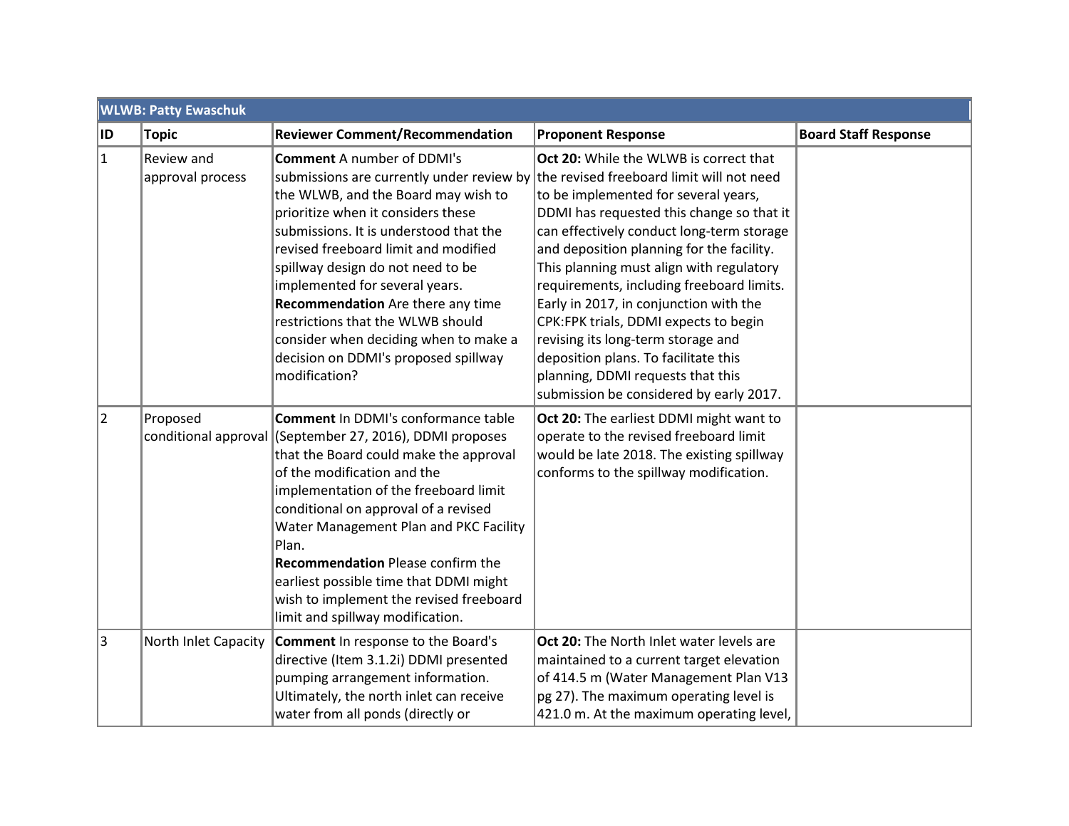| WLWB: Patty Ewaschuk | | | | |
|---|---|---|---|---|
| **ID** | **Topic** | **Reviewer Comment/Recommendation** | **Proponent Response** | **Board Staff Response** |
| 1 | Review and approval process | **Comment** A number of DDMI's submissions are currently under review by the WLWB, and the Board may wish to prioritize when it considers these submissions. It is understood that the revised freeboard limit and modified spillway design do not need to be implemented for several years. **Recommendation** Are there any time restrictions that the WLWB should consider when deciding when to make a decision on DDMI's proposed spillway modification? | **Oct 20:** While the WLWB is correct that the revised freeboard limit will not need to be implemented for several years, DDMI has requested this change so that it can effectively conduct long-term storage and deposition planning for the facility. This planning must align with regulatory requirements, including freeboard limits. Early in 2017, in conjunction with the CPK:FPK trials, DDMI expects to begin revising its long-term storage and deposition plans. To facilitate this planning, DDMI requests that this submission be considered by early 2017. | |
| 2 | Proposed conditional approval | **Comment** In DDMI's conformance table (September 27, 2016), DDMI proposes that the Board could make the approval of the modification and the implementation of the freeboard limit conditional on approval of a revised Water Management Plan and PKC Facility Plan. **Recommendation** Please confirm the earliest possible time that DDMI might wish to implement the revised freeboard limit and spillway modification. | **Oct 20:** The earliest DDMI might want to operate to the revised freeboard limit would be late 2018. The existing spillway conforms to the spillway modification. | |
| 3 | North Inlet Capacity | **Comment** In response to the Board's directive (Item 3.1.2i) DDMI presented pumping arrangement information. Ultimately, the north inlet can receive water from all ponds (directly or | **Oct 20:** The North Inlet water levels are maintained to a current target elevation of 414.5 m (Water Management Plan V13 pg 27). The maximum operating level is 421.0 m. At the maximum operating level, | |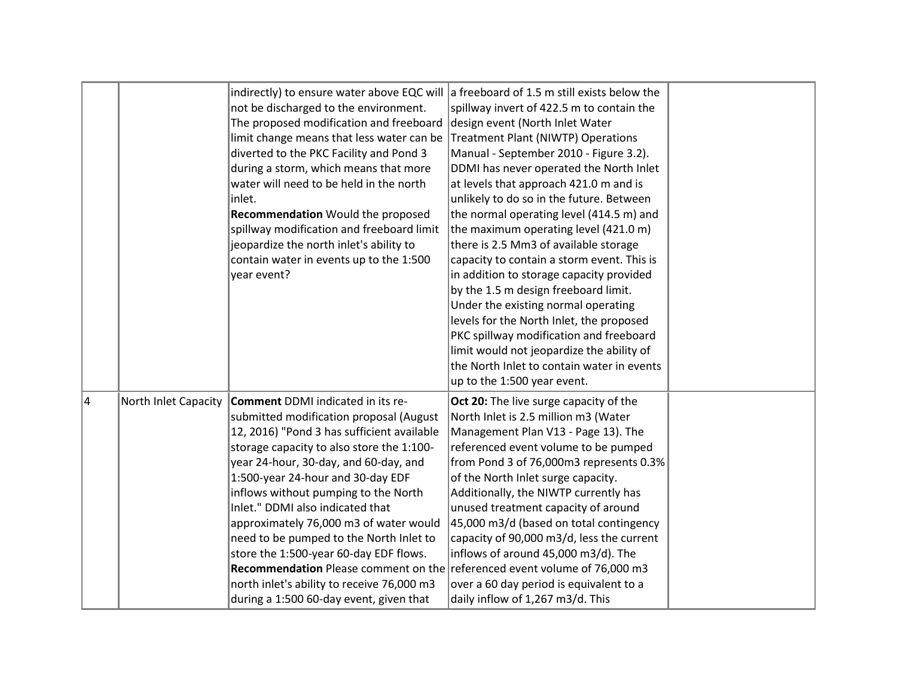| | | | | |
|---|---|---|---|---|
| | | indirectly) to ensure water above EQC will not be discharged to the environment. The proposed modification and freeboard limit change means that less water can be diverted to the PKC Facility and Pond 3 during a storm, which means that more water will need to be held in the north inlet.<br>**Recommendation** Would the proposed spillway modification and freeboard limit jeopardize the north inlet's ability to contain water in events up to the 1:500 year event? | a freeboard of 1.5 m still exists below the spillway invert of 422.5 m to contain the design event (North Inlet Water Treatment Plant (NIWTP) Operations Manual - September 2010 - Figure 3.2). DDMI has never operated the North Inlet at levels that approach 421.0 m and is unlikely to do so in the future. Between the normal operating level (414.5 m) and the maximum operating level (421.0 m) there is 2.5 Mm3 of available storage capacity to contain a storm event. This is in addition to storage capacity provided by the 1.5 m design freeboard limit. Under the existing normal operating levels for the North Inlet, the proposed PKC spillway modification and freeboard limit would not jeopardize the ability of the North Inlet to contain water in events up to the 1:500 year event. | |
| 4 | North Inlet Capacity | **Comment** DDMI indicated in its re-submitted modification proposal (August 12, 2016) "Pond 3 has sufficient available storage capacity to also store the 1:100-year 24-hour, 30-day, and 60-day, and 1:500-year 24-hour and 30-day EDF inflows without pumping to the North Inlet." DDMI also indicated that approximately 76,000 m3 of water would need to be pumped to the North Inlet to store the 1:500-year 60-day EDF flows.<br>**Recommendation** Please comment on the north inlet's ability to receive 76,000 m3 during a 1:500 60-day event, given that | **Oct 20:** The live surge capacity of the North Inlet is 2.5 million m3 (Water Management Plan V13 - Page 13). The referenced event volume to be pumped from Pond 3 of 76,000m3 represents 0.3% of the North Inlet surge capacity. Additionally, the NIWTP currently has unused treatment capacity of around 45,000 m3/d (based on total contingency capacity of 90,000 m3/d, less the current inflows of around 45,000 m3/d). The referenced event volume of 76,000 m3 over a 60 day period is equivalent to a daily inflow of 1,267 m3/d. This | |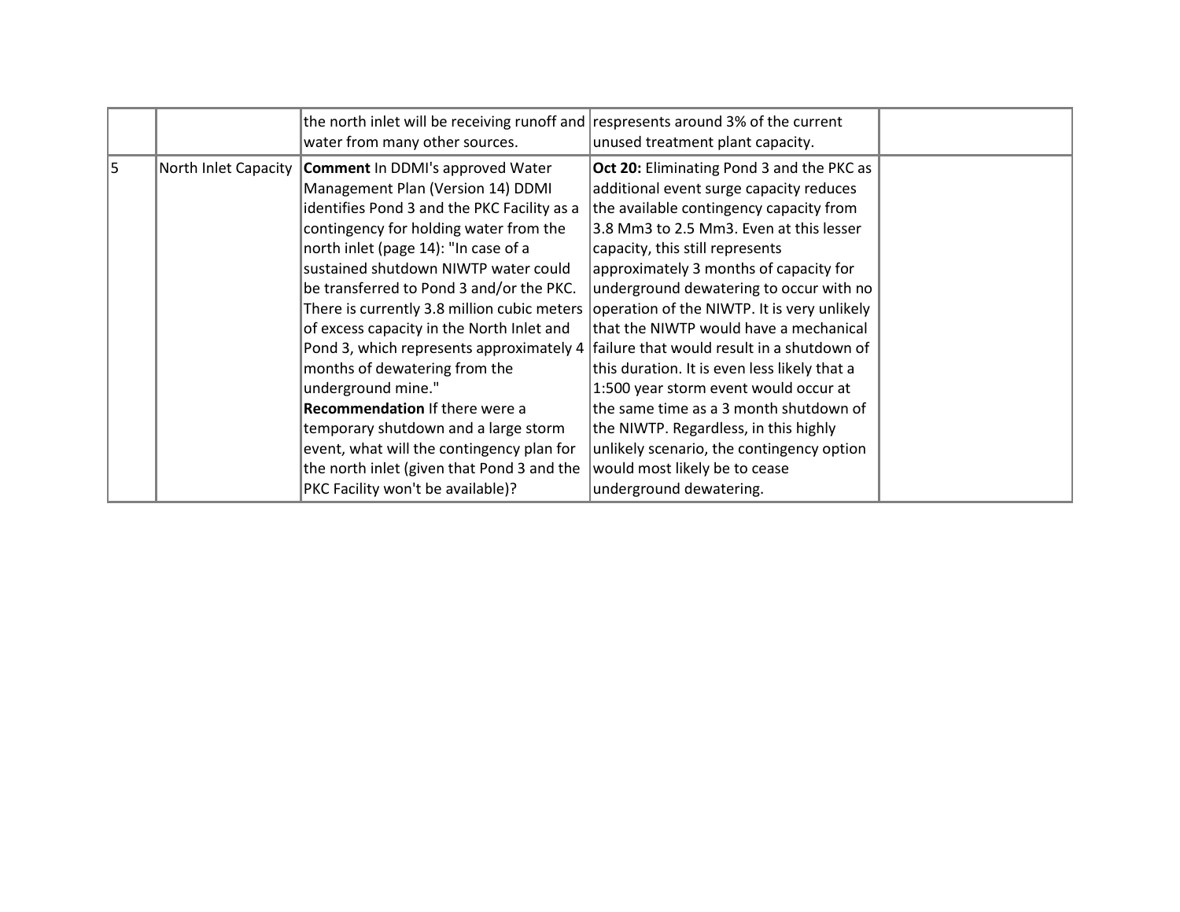| | | | | |
|---|---|---|---|---|
| | | the north inlet will be receiving runoff and water from many other sources. | respresents around 3% of the current unused treatment plant capacity. | |
| 5 | North Inlet Capacity | **Comment** In DDMI's approved Water Management Plan (Version 14) DDMI identifies Pond 3 and the PKC Facility as a contingency for holding water from the north inlet (page 14): "In case of a sustained shutdown NIWTP water could be transferred to Pond 3 and/or the PKC. There is currently 3.8 million cubic meters of excess capacity in the North Inlet and Pond 3, which represents approximately 4 months of dewatering from the underground mine."<br>**Recommendation** If there were a temporary shutdown and a large storm event, what will the contingency plan for the north inlet (given that Pond 3 and the PKC Facility won't be available)? | **Oct 20:** Eliminating Pond 3 and the PKC as additional event surge capacity reduces the available contingency capacity from 3.8 $Mm^3$ to 2.5 $Mm^3$. Even at this lesser capacity, this still represents approximately 3 months of capacity for underground dewatering to occur with no operation of the NIWTP. It is very unlikely that the NIWTP would have a mechanical failure that would result in a shutdown of this duration. It is even less likely that a 1:500 year storm event would occur at the same time as a 3 month shutdown of the NIWTP. Regardless, in this highly unlikely scenario, the contingency option would most likely be to cease underground dewatering. | |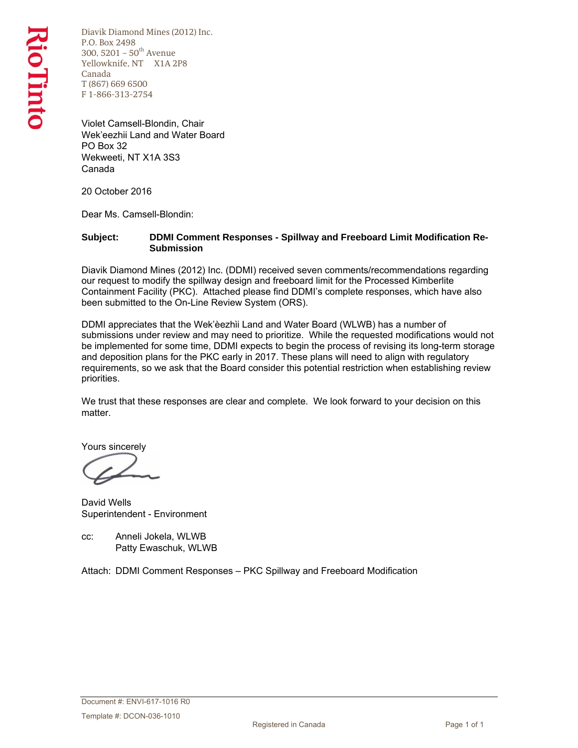Diavik Diamond Mines (2012) Inc.
P.O. Box 2498
300, 5201 – 50th Avenue
Yellowknife, NT X1A 2P8
Canada
T (867) 669 6500
F 1-866-313-2754

Violet Camsell-Blondin, Chair
Wek'eezhii Land and Water Board
PO Box 32
Wekweeti, NT X1A 3S3
Canada

20 October 2016

Dear Ms. Camsell-Blondin:

**Subject: DDMI Comment Responses - Spillway and Freeboard Limit Modification Re-Submission**

Diavik Diamond Mines (2012) Inc. (DDMI) received seven comments/recommendations regarding our request to modify the spillway design and freeboard limit for the Processed Kimberlite Containment Facility (PKC). Attached please find DDMI's complete responses, which have also been submitted to the On-Line Review System (ORS).

DDMI appreciates that the Wek'èezhìi Land and Water Board (WLWB) has a number of submissions under review and may need to prioritize. While the requested modifications would not be implemented for some time, DDMI expects to begin the process of revising its long-term storage and deposition plans for the PKC early in 2017. These plans will need to align with regulatory requirements, so we ask that the Board consider this potential restriction when establishing review priorities.

We trust that these responses are clear and complete. We look forward to your decision on this matter.

Yours sincerely

David Wells
Superintendent - Environment

cc: Anneli Jokela, WLWB
Patty Ewaschuk, WLWB

Attach: DDMI Comment Responses – PKC Spillway and Freeboard Modification

Document #: ENVI-617-1016 R0

Template #: DCON-036-1010

Registered in Canada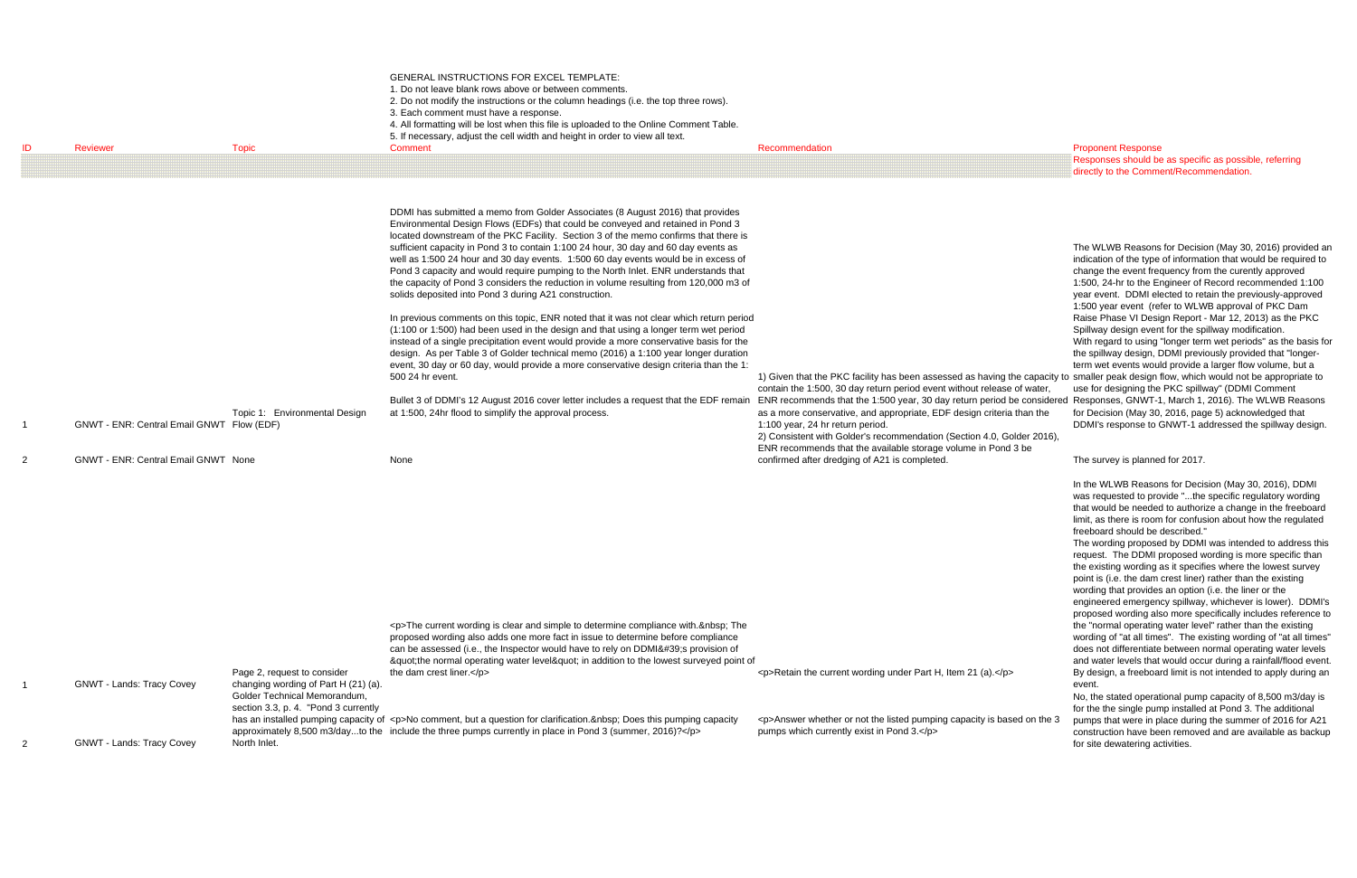GENERAL INSTRUCTIONS FOR EXCEL TEMPLATE:
1. Do not leave blank rows above or between comments.
2. Do not modify the instructions or the column headings (i.e. the top three rows).
3. Each comment must have a response.
4. All formatting will be lost when this file is uploaded to the Online Comment Table.
5. If necessary, adjust the cell width and height in order to view all text.

| ID | Reviewer | Topic | Comment | Recommendation | Proponent Response<br>Responses should be as specific as possible, referring directly to the Comment/Recommendation. |
|---|---|---|---|---|---|
| 1 | GNWT - ENR: Central Email GNWT | Topic 1: Environmental Design Flow (EDF) | DDMI has submitted a memo from Golder Associates (8 August 2016) that provides Environmental Design Flows (EDFs) that could be conveyed and retained in Pond 3 located downstream of the PKC Facility. Section 3 of the memo confirms that there is sufficient capacity in Pond 3 to contain 1:100 24 hour, 30 day and 60 day events as well as 1:500 24 hour and 30 day events. 1:500 60 day events would be in excess of Pond 3 capacity and would require pumping to the North Inlet. ENR understands that the capacity of Pond 3 considers the reduction in volume resulting from 120,000 m3 of solids deposited into Pond 3 during A21 construction.<br><br>In previous comments on this topic, ENR noted that it was not clear which return period (1:100 or 1:500) had been used in the design and that using a longer term wet period instead of a single precipitation event would provide a more conservative basis for the design. As per Table 3 of Golder technical memo (2016) a 1:100 year longer duration event, 30 day or 60 day, would provide a more conservative design criteria than the 1: 500 24 hr event.<br><br>Bullet 3 of DDMI's 12 August 2016 cover letter includes a request that the EDF remain at 1:500, 24hr flood to simplify the approval process. | 1) Given that the PKC facility has been assessed as having the capacity to contain the 1:500, 30 day return period event without release of water, ENR recommends that the 1:500 year, 30 day return period be considered as a more conservative, and appropriate, EDF design criteria than the 1:100 year, 24 hr return period. | The WLWB Reasons for Decision (May 30, 2016) provided an indication of the type of information that would be required to change the event frequency from the curently approved 1:500, 24-hr to the Engineer of Record recommended 1:100 year event. DDMI elected to retain the previously-approved 1:500 year event (refer to WLWB approval of PKC Dam Raise Phase VI Design Report - Mar 12, 2013) as the PKC Spillway design event for the spillway modification.<br>With regard to using "longer term wet periods" as the basis for the spillway design, DDMI previously provided that "longer-term wet events would provide a larger flow volume, but a smaller peak design flow, which would not be appropriate to use for designing the PKC spillway" (DDMI Comment Responses, GNWT-1, March 1, 2016). The WLWB Reasons for Decision (May 30, 2016, page 5) acknowledged that DDMI's response to GNWT-1 addressed the spillway design. |
| 2 | GNWT - ENR: Central Email GNWT | None | None | 2) Consistent with Golder's recommendation (Section 4.0, Golder 2016), ENR recommends that the available storage volume in Pond 3 be confirmed after dredging of A21 is completed. | The survey is planned for 2017. |
| 1 | GNWT - Lands: Tracy Covey | Page 2, request to consider changing wording of Part H (21) (a). | <p>The current wording is clear and simple to determine compliance with.&nbsp; The proposed wording also adds one more fact in issue to determine before compliance can be assessed (i.e., the Inspector would have to rely on DDMI&#39;s provision of &quot;the normal operating water level&quot; in addition to the lowest surveyed point of the dam crest liner.</p> | <p>Retain the current wording under Part H, Item 21 (a).</p> | In the WLWB Reasons for Decision (May 30, 2016), DDMI was requested to provide "...the specific regulatory wording that would be needed to authorize a change in the freeboard limit, as there is room for confusion about how the regulated freeboard should be described."<br>The wording proposed by DDMI was intended to address this request. The DDMI proposed wording is more specific than the existing wording as it specifies where the lowest survey point is (i.e. the dam crest liner) rather than the existing wording that provides an option (i.e. the liner or the engineered emergency spillway, whichever is lower). DDMI's proposed wording also more specifically includes reference to the "normal operating water level" rather than the existing wording of "at all times". The existing wording of "at all times" does not differentiate between normal operating water levels and water levels that would occur during a rainfall/flood event. By design, a freeboard limit is not intended to apply during an event. |
| 2 | GNWT - Lands: Tracy Covey | Golder Technical Memorandum, section 3.3, p. 4. "Pond 3 currently has an installed pumping capacity of approximately 8,500 m3/day...to the North Inlet. | <p>No comment, but a question for clarification.&nbsp; Does this pumping capacity include the three pumps currently in place in Pond 3 (summer, 2016)?</p> | <p>Answer whether or not the listed pumping capacity is based on the 3 pumps which currently exist in Pond 3.</p> | No, the stated operational pump capacity of 8,500 m3/day is for the the single pump installed at Pond 3. The additional pumps that were in place during the summer of 2016 for A21 construction have been removed and are available as backup for site dewatering activities. |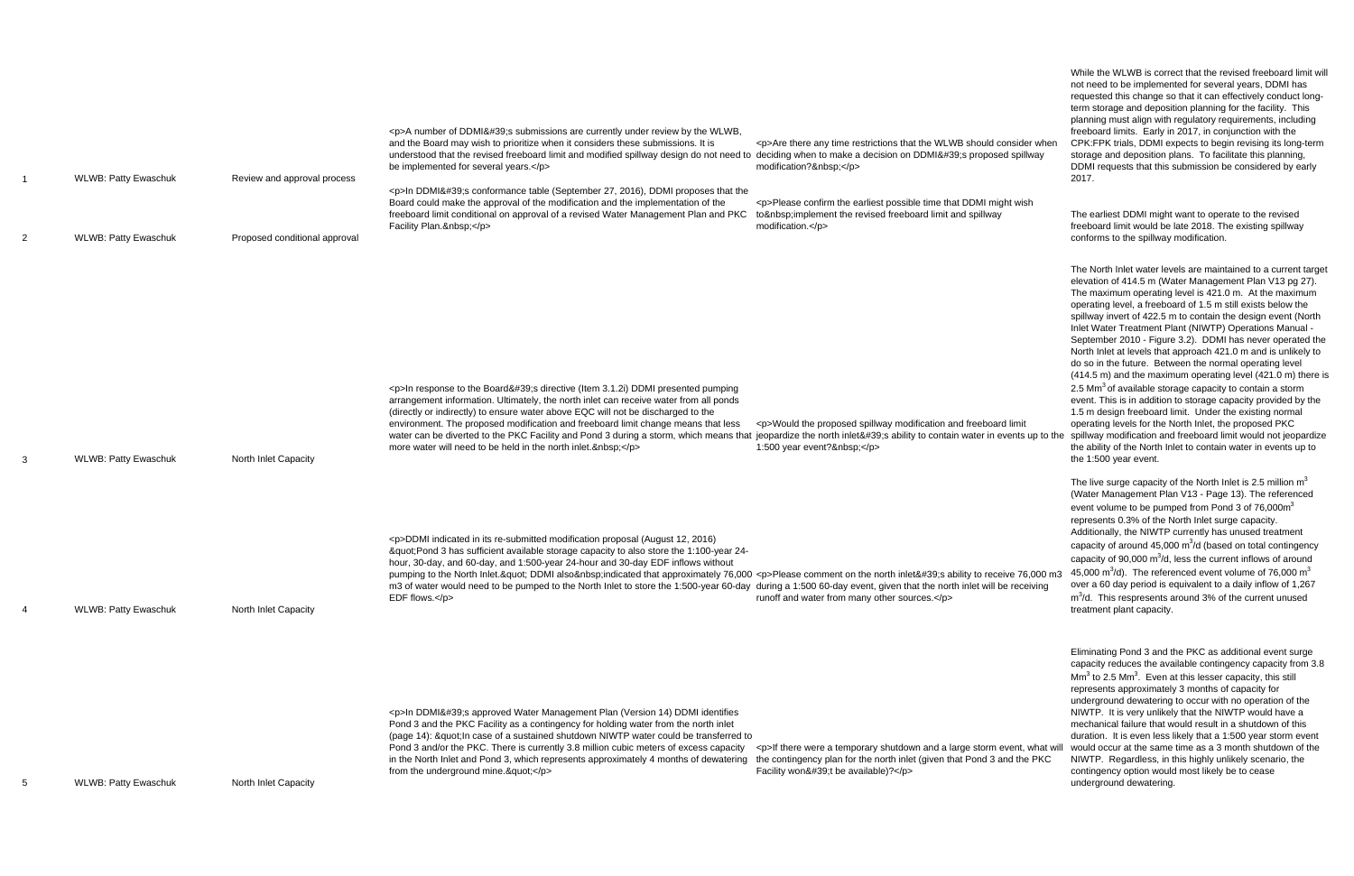| 1 | WLWB: Patty Ewaschuk | Review and approval process | <p>A number of DDMI&#39;s submissions are currently under review by the WLWB, and the Board may wish to prioritize when it considers these submissions. It is understood that the revised freeboard limit and modified spillway design do not need to be implemented for several years.</p> | <p>Are there any time restrictions that the WLWB should consider when deciding when to make a decision on DDMI&#39;s proposed spillway modification?&nbsp;</p> | While the WLWB is correct that the revised freeboard limit will not need to be implemented for several years, DDMI has requested this change so that it can effectively conduct long-term storage and deposition planning for the facility. This planning must align with regulatory requirements, including freeboard limits. Early in 2017, in conjunction with the CPK:FPK trials, DDMI expects to begin revising its long-term storage and deposition plans. To facilitate this planning, DDMI requests that this submission be considered by early 2017. |
|---|---|---|---|---|---|
| 2 | WLWB: Patty Ewaschuk | Proposed conditional approval | <p>In DDMI&#39;s conformance table (September 27, 2016), DDMI proposes that the Board could make the approval of the modification and the implementation of the freeboard limit conditional on approval of a revised Water Management Plan and PKC Facility Plan.&nbsp;</p> | <p>Please confirm the earliest possible time that DDMI might wish to&nbsp;implement the revised freeboard limit and spillway modification.</p> | The earliest DDMI might want to operate to the revised freeboard limit would be late 2018. The existing spillway conforms to the spillway modification. |
| 3 | WLWB: Patty Ewaschuk | North Inlet Capacity | <p>In response to the Board&#39;s directive (Item 3.1.2i) DDMI presented pumping arrangement information. Ultimately, the north inlet can receive water from all ponds (directly or indirectly) to ensure water above EQC will not be discharged to the environment. The proposed modification and freeboard limit change means that less water can be diverted to the PKC Facility and Pond 3 during a storm, which means that more water will need to be held in the north inlet.&nbsp;</p> | <p>Would the proposed spillway modification and freeboard limit jeopardize the north inlet&#39;s ability to contain water in events up to the 1:500 year event?&nbsp;</p> | The North Inlet water levels are maintained to a current target elevation of 414.5 m (Water Management Plan V13 pg 27). The maximum operating level is 421.0 m. At the maximum operating level, a freeboard of 1.5 m still exists below the spillway invert of 422.5 m to contain the design event (North Inlet Water Treatment Plant (NIWTP) Operations Manual - September 2010 - Figure 3.2). DDMI has never operated the North Inlet at levels that approach 421.0 m and is unlikely to do so in the future. Between the normal operating level (414.5 m) and the maximum operating level (421.0 m) there is 2.5 $Mm^3$ of available storage capacity to contain a storm event. This is in addition to storage capacity provided by the 1.5 m design freeboard limit. Under the existing normal operating levels for the North Inlet, the proposed PKC spillway modification and freeboard limit would not jeopardize the ability of the North Inlet to contain water in events up to the 1:500 year event. |
| 4 | WLWB: Patty Ewaschuk | North Inlet Capacity | <p>DDMI indicated in its re-submitted modification proposal (August 12, 2016) &quot;Pond 3 has sufficient available storage capacity to also store the 1:100-year 24-hour, 30-day, and 60-day, and 1:500-year 24-hour and 30-day EDF inflows without pumping to the North Inlet.&quot; DDMI also&nbsp;indicated that approximately 76,000 m3 of water would need to be pumped to the North Inlet to store the 1:500-year 60-day EDF flows.</p> | <p>Please comment on the north inlet&#39;s ability to receive 76,000 m3 during a 1:500 60-day event, given that the north inlet will be receiving runoff and water from many other sources.</p> | The live surge capacity of the North Inlet is 2.5 million $m^3$ (Water Management Plan V13 - Page 13). The referenced event volume to be pumped from Pond 3 of 76,000$m^3$ represents 0.3% of the North Inlet surge capacity. Additionally, the NIWTP currently has unused treatment capacity of around 45,000 $m^3$/d (based on total contingency capacity of 90,000 $m^3$/d, less the current inflows of around 45,000 $m^3$/d). The referenced event volume of 76,000 $m^3$ over a 60 day period is equivalent to a daily inflow of 1,267 $m^3$/d. This respresents around 3% of the current unused treatment plant capacity. |
| 5 | WLWB: Patty Ewaschuk | North Inlet Capacity | <p>In DDMI&#39;s approved Water Management Plan (Version 14) DDMI identifies Pond 3 and the PKC Facility as a contingency for holding water from the north inlet (page 14): &quot;In case of a sustained shutdown NIWTP water could be transferred to Pond 3 and/or the PKC. There is currently 3.8 million cubic meters of excess capacity in the North Inlet and Pond 3, which represents approximately 4 months of dewatering from the underground mine.&quot;</p> | <p>If there were a temporary shutdown and a large storm event, what will the contingency plan for the north inlet (given that Pond 3 and the PKC Facility won&#39;t be available)?</p> | Eliminating Pond 3 and the PKC as additional event surge capacity reduces the available contingency capacity from 3.8 $Mm^3$ to 2.5 $Mm^3$. Even at this lesser capacity, this still represents approximately 3 months of capacity for underground dewatering to occur with no operation of the NIWTP. It is very unlikely that the NIWTP would have a mechanical failure that would result in a shutdown of this duration. It is even less likely that a 1:500 year storm event would occur at the same time as a 3 month shutdown of the NIWTP. Regardless, in this highly unlikely scenario, the contingency option would most likely be to cease underground dewatering. |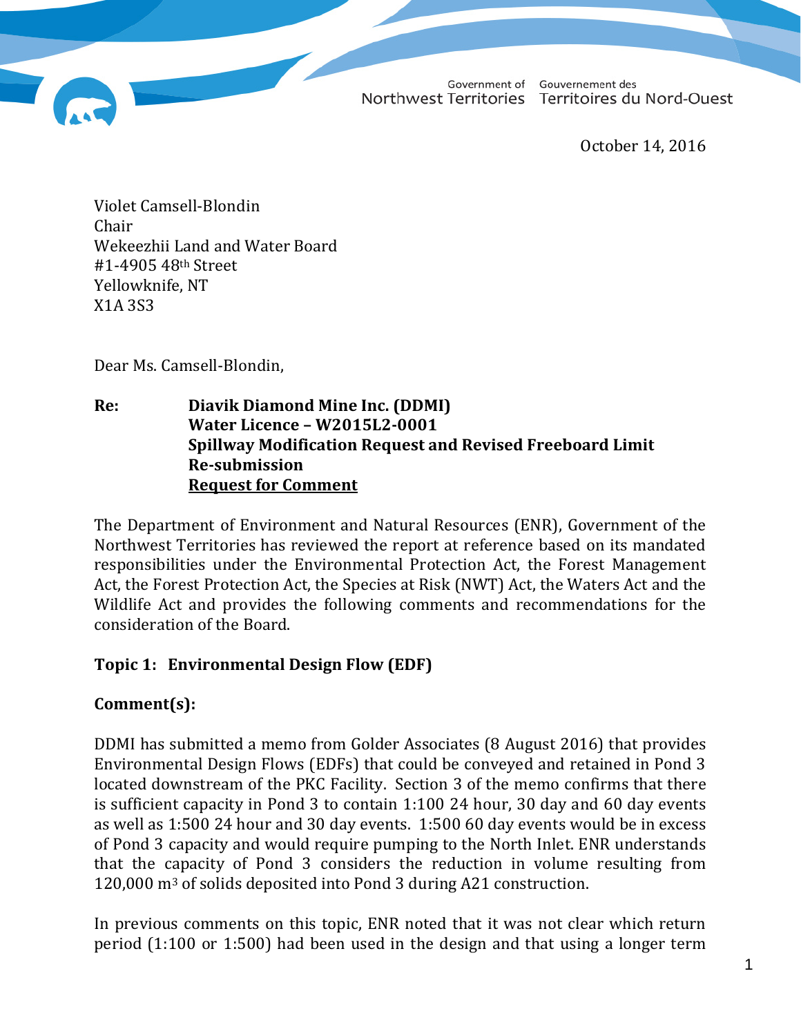Government of Northwest Territories    Gouvernement des Territoires du Nord-Ouest

October 14, 2016

Violet Camsell-Blondin
Chair
Wekeezhii Land and Water Board
#1-4905 48th Street
Yellowknife, NT
X1A 3S3

Dear Ms. Camsell-Blondin,

**Re: Diavik Diamond Mine Inc. (DDMI)**
**Water Licence – W2015L2-0001**
**Spillway Modification Request and Revised Freeboard Limit Re-submission**
**Request for Comment**

The Department of Environment and Natural Resources (ENR), Government of the Northwest Territories has reviewed the report at reference based on its mandated responsibilities under the Environmental Protection Act, the Forest Management Act, the Forest Protection Act, the Species at Risk (NWT) Act, the Waters Act and the Wildlife Act and provides the following comments and recommendations for the consideration of the Board.

**Topic 1: Environmental Design Flow (EDF)**

**Comment(s):**

DDMI has submitted a memo from Golder Associates (8 August 2016) that provides Environmental Design Flows (EDFs) that could be conveyed and retained in Pond 3 located downstream of the PKC Facility. Section 3 of the memo confirms that there is sufficient capacity in Pond 3 to contain 1:100 24 hour, 30 day and 60 day events as well as 1:500 24 hour and 30 day events. 1:500 60 day events would be in excess of Pond 3 capacity and would require pumping to the North Inlet. ENR understands that the capacity of Pond 3 considers the reduction in volume resulting from 120,000 m³ of solids deposited into Pond 3 during A21 construction.

In previous comments on this topic, ENR noted that it was not clear which return period (1:100 or 1:500) had been used in the design and that using a longer term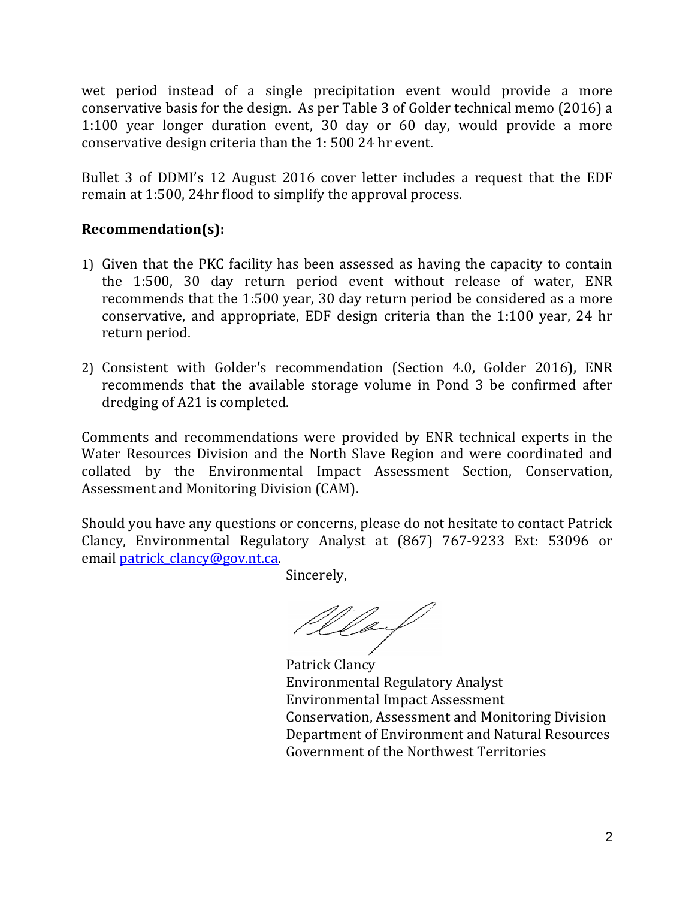wet period instead of a single precipitation event would provide a more conservative basis for the design. As per Table 3 of Golder technical memo (2016) a 1:100 year longer duration event, 30 day or 60 day, would provide a more conservative design criteria than the 1: 500 24 hr event.

Bullet 3 of DDMI's 12 August 2016 cover letter includes a request that the EDF remain at 1:500, 24hr flood to simplify the approval process.

**Recommendation(s):**

1) Given that the PKC facility has been assessed as having the capacity to contain the 1:500, 30 day return period event without release of water, ENR recommends that the 1:500 year, 30 day return period be considered as a more conservative, and appropriate, EDF design criteria than the 1:100 year, 24 hr return period.

2) Consistent with Golder's recommendation (Section 4.0, Golder 2016), ENR recommends that the available storage volume in Pond 3 be confirmed after dredging of A21 is completed.

Comments and recommendations were provided by ENR technical experts in the Water Resources Division and the North Slave Region and were coordinated and collated by the Environmental Impact Assessment Section, Conservation, Assessment and Monitoring Division (CAM).

Should you have any questions or concerns, please do not hesitate to contact Patrick Clancy, Environmental Regulatory Analyst at (867) 767-9233 Ext: 53096 or email patrick_clancy@gov.nt.ca.

Sincerely,

Patrick Clancy
Environmental Regulatory Analyst
Environmental Impact Assessment
Conservation, Assessment and Monitoring Division
Department of Environment and Natural Resources
Government of the Northwest Territories